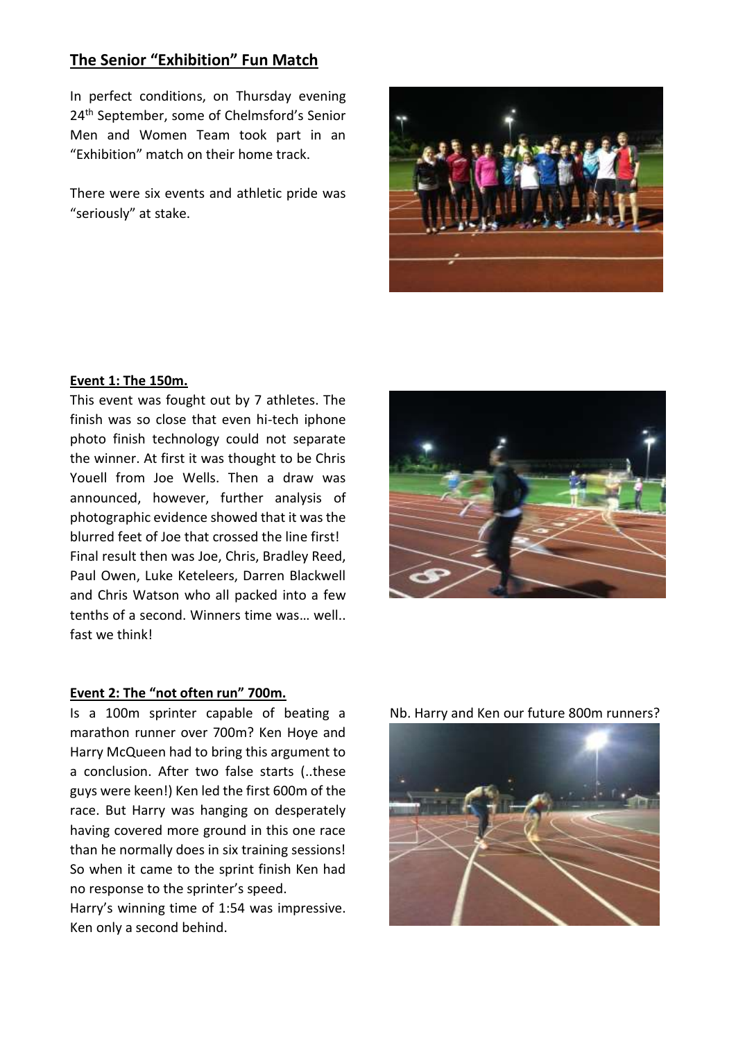## The Senior "Exhibition" Fun Match

In perfect conditions, on Thursday evening 24th September, some of Chelmsford's Senior Men and Women Team took part in an "Exhibition" match on their home track.

There were six events and athletic pride was "seriously" at stake.

### Event 1: The 150m.

This event was fought out by 7 athletes. The finish was so close that even hi-tech iphone photo finish technology could not separate the winner. At first it was thought to be Chris Youell from Joe Wells. Then a draw was announced, however, further analysis of photographic evidence showed that it was the blurred feet of Joe that crossed the line first! Final result then was Joe, Chris, Bradley Reed, Paul Owen, Luke Keteleers, Darren Blackwell and Chris Watson who all packed into a few tenths of a second. Winners time was… well.. fast we think!

### Event 2: The "not often run" 700m.

Is a 100m sprinter capable of beating a marathon runner over 700m? Ken Hoye and Harry McQueen had to bring this argument to a conclusion. After two false starts (..these guys were keen!) Ken led the first 600m of the race. But Harry was hanging on desperately having covered more ground in this one race than he normally does in six training sessions! So when it came to the sprint finish Ken had no response to the sprinter's speed.

Harry's winning time of 1:54 was impressive. Ken only a second behind.

Nb. Harry and Ken our future 800m runners?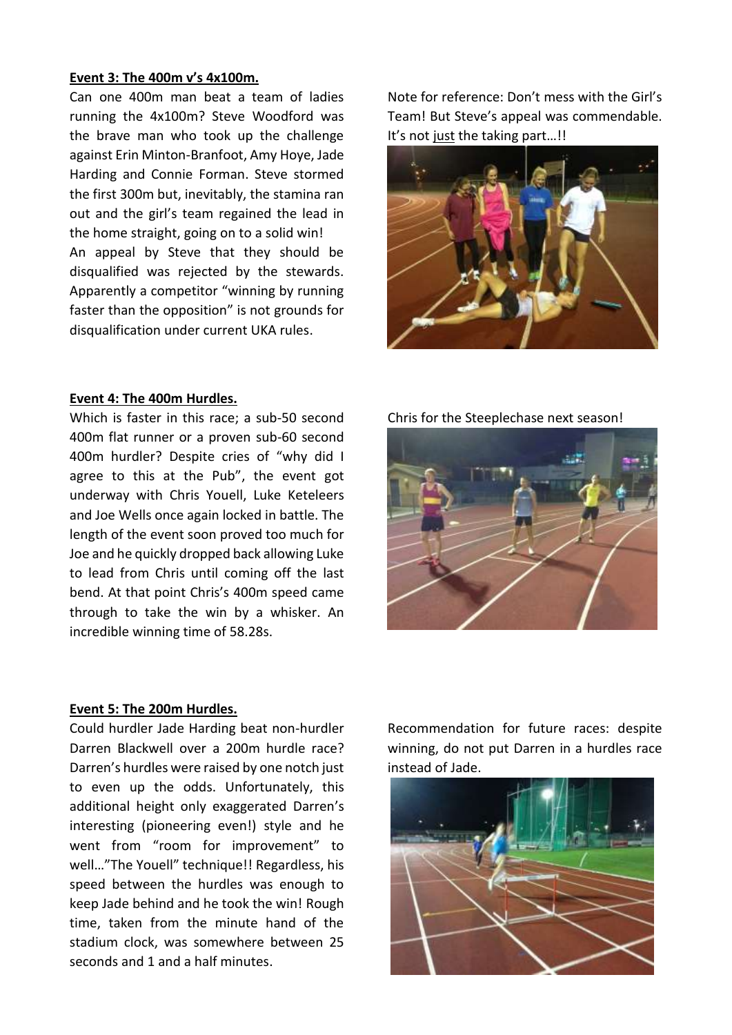**Event 3: The 400m v's 4x100m.**

Can one 400m man beat a team of ladies running the 4x100m? Steve Woodford was the brave man who took up the challenge against Erin Minton-Branfoot, Amy Hoye, Jade Harding and Connie Forman. Steve stormed the first 300m but, inevitably, the stamina ran out and the girl's team regained the lead in the home straight, going on to a solid win!

An appeal by Steve that they should be disqualified was rejected by the stewards. Apparently a competitor "winning by running faster than the opposition" is not grounds for disqualification under current UKA rules.

Note for reference: Don't mess with the Girl's Team! But Steve's appeal was commendable. It's not just the taking part…!!

**Event 4: The 400m Hurdles.**

Which is faster in this race; a sub-50 second 400m flat runner or a proven sub-60 second 400m hurdler? Despite cries of "why did I agree to this at the Pub", the event got underway with Chris Youell, Luke Keteleers and Joe Wells once again locked in battle. The length of the event soon proved too much for Joe and he quickly dropped back allowing Luke to lead from Chris until coming off the last bend. At that point Chris's 400m speed came through to take the win by a whisker. An incredible winning time of 58.28s.

Chris for the Steeplechase next season!

**Event 5: The 200m Hurdles.**

Could hurdler Jade Harding beat non-hurdler Darren Blackwell over a 200m hurdle race? Darren's hurdles were raised by one notch just to even up the odds. Unfortunately, this additional height only exaggerated Darren's interesting (pioneering even!) style and he went from "room for improvement" to well…"The Youell" technique!! Regardless, his speed between the hurdles was enough to keep Jade behind and he took the win! Rough time, taken from the minute hand of the stadium clock, was somewhere between 25 seconds and 1 and a half minutes.

Recommendation for future races: despite winning, do not put Darren in a hurdles race instead of Jade.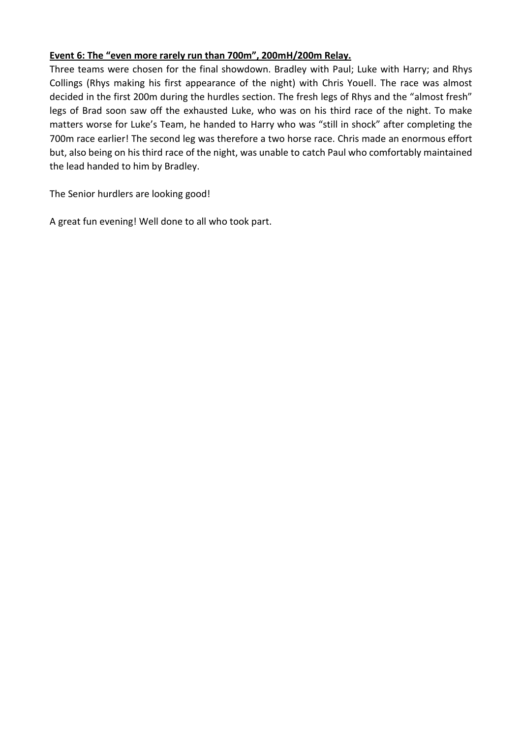**Event 6: The "even more rarely run than 700m", 200mH/200m Relay.**

Three teams were chosen for the final showdown. Bradley with Paul; Luke with Harry; and Rhys Collings (Rhys making his first appearance of the night) with Chris Youell. The race was almost decided in the first 200m during the hurdles section. The fresh legs of Rhys and the "almost fresh" legs of Brad soon saw off the exhausted Luke, who was on his third race of the night. To make matters worse for Luke's Team, he handed to Harry who was "still in shock" after completing the 700m race earlier! The second leg was therefore a two horse race. Chris made an enormous effort but, also being on his third race of the night, was unable to catch Paul who comfortably maintained the lead handed to him by Bradley.

The Senior hurdlers are looking good!

A great fun evening! Well done to all who took part.